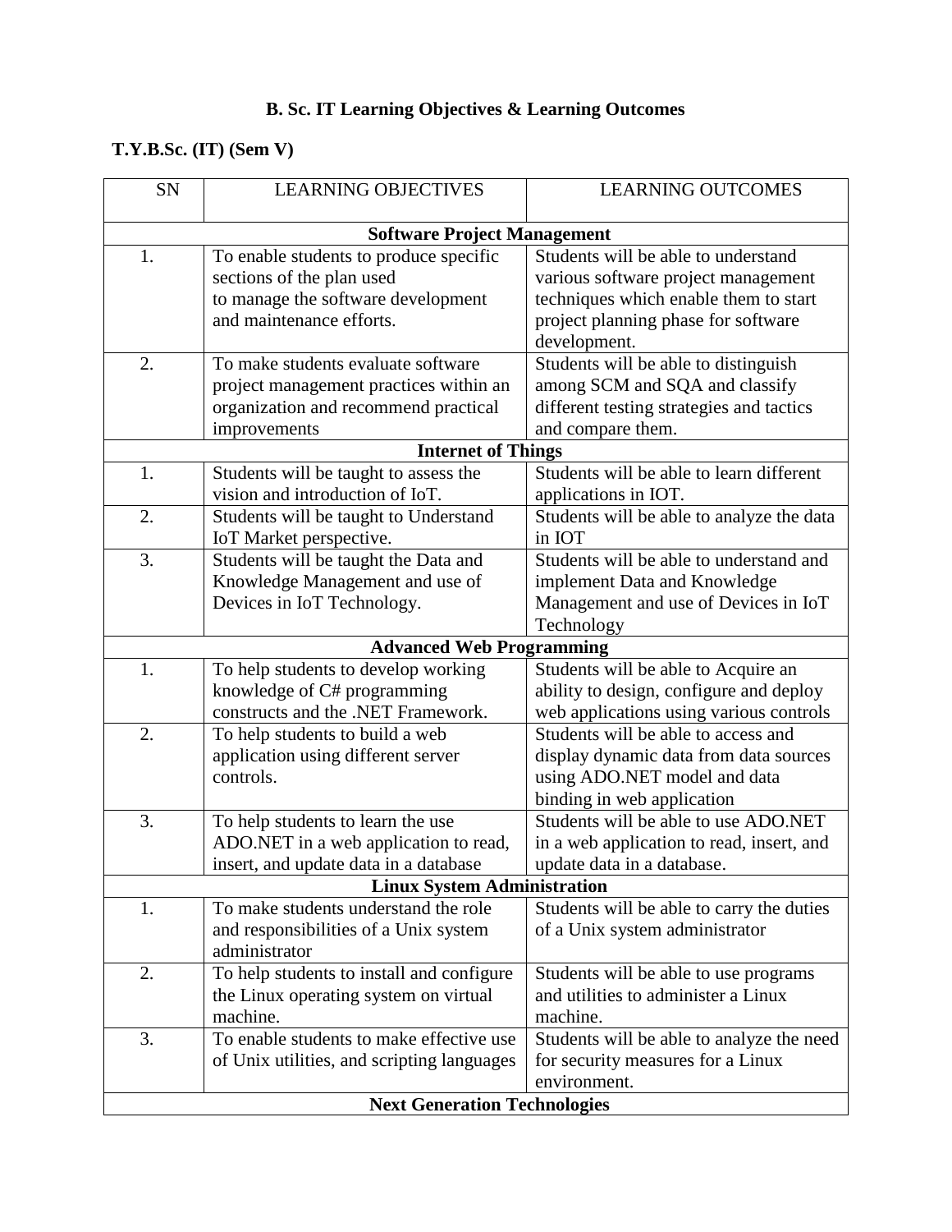# B. Sc. IT Learning Objectives & Learning Outcomes

## T.Y.B.Sc. (IT) (Sem V)

| SN | LEARNING OBJECTIVES | LEARNING OUTCOMES |
|---|---|---|
| | **Software Project Management** | |
| 1. | To enable students to produce specific sections of the plan used to manage the software development and maintenance efforts. | Students will be able to understand various software project management techniques which enable them to start project planning phase for software development. |
| 2. | To make students evaluate software project management practices within an organization and recommend practical improvements | Students will be able to distinguish among SCM and SQA and classify different testing strategies and tactics and compare them. |
| | **Internet of Things** | |
| 1. | Students will be taught to assess the vision and introduction of IoT. | Students will be able to learn different applications in IOT. |
| 2. | Students will be taught to Understand IoT Market perspective. | Students will be able to analyze the data in IOT |
| 3. | Students will be taught the Data and Knowledge Management and use of Devices in IoT Technology. | Students will be able to understand and implement Data and Knowledge Management and use of Devices in IoT Technology |
| | **Advanced Web Programming** | |
| 1. | To help students to develop working knowledge of C# programming constructs and the .NET Framework. | Students will be able to Acquire an ability to design, configure and deploy web applications using various controls |
| 2. | To help students to build a web application using different server controls. | Students will be able to access and display dynamic data from data sources using ADO.NET model and data binding in web application |
| 3. | To help students to learn the use ADO.NET in a web application to read, insert, and update data in a database | Students will be able to use ADO.NET in a web application to read, insert, and update data in a database. |
| | **Linux System Administration** | |
| 1. | To make students understand the role and responsibilities of a Unix system administrator | Students will be able to carry the duties of a Unix system administrator |
| 2. | To help students to install and configure the Linux operating system on virtual machine. | Students will be able to use programs and utilities to administer a Linux machine. |
| 3. | To enable students to make effective use of Unix utilities, and scripting languages | Students will be able to analyze the need for security measures for a Linux environment. |
| | **Next Generation Technologies** | |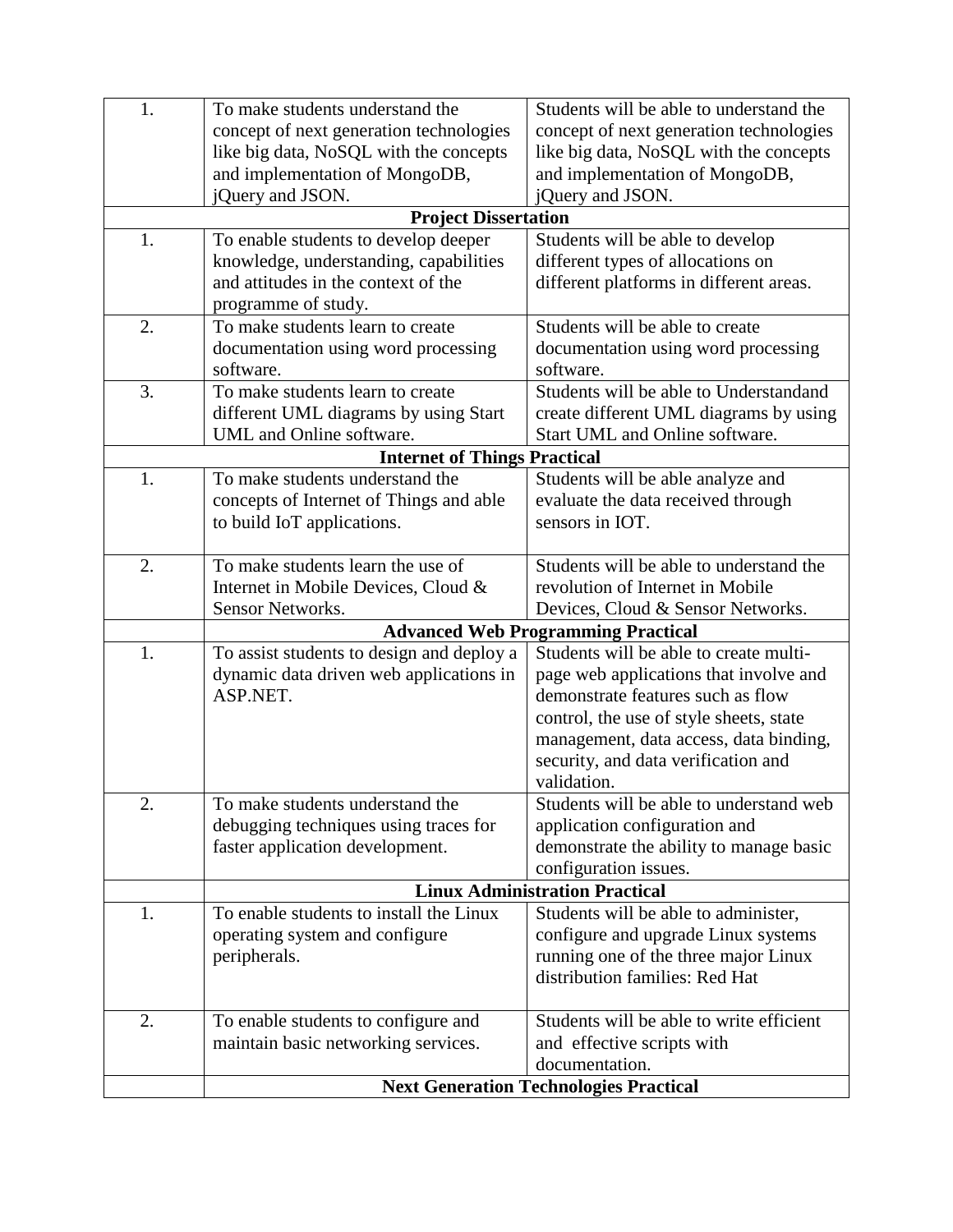| | | |
|---|---|---|
| 1. | To make students understand the concept of next generation technologies like big data, NoSQL with the concepts and implementation of MongoDB, jQuery and JSON. | Students will be able to understand the concept of next generation technologies like big data, NoSQL with the concepts and implementation of MongoDB, jQuery and JSON. |
| | **Project Dissertation** | |
| 1. | To enable students to develop deeper knowledge, understanding, capabilities and attitudes in the context of the programme of study. | Students will be able to develop different types of allocations on different platforms in different areas. |
| 2. | To make students learn to create documentation using word processing software. | Students will be able to create documentation using word processing software. |
| 3. | To make students learn to create different UML diagrams by using Start UML and Online software. | Students will be able to Understandand create different UML diagrams by using Start UML and Online software. |
| | **Internet of Things Practical** | |
| 1. | To make students understand the concepts of Internet of Things and able to build IoT applications. | Students will be able analyze and evaluate the data received through sensors in IOT. |
| 2. | To make students learn the use of Internet in Mobile Devices, Cloud & Sensor Networks. | Students will be able to understand the revolution of Internet in Mobile Devices, Cloud & Sensor Networks. |
| | **Advanced Web Programming Practical** | |
| 1. | To assist students to design and deploy a dynamic data driven web applications in ASP.NET. | Students will be able to create multi-page web applications that involve and demonstrate features such as flow control, the use of style sheets, state management, data access, data binding, security, and data verification and validation. |
| 2. | To make students understand the debugging techniques using traces for faster application development. | Students will be able to understand web application configuration and demonstrate the ability to manage basic configuration issues. |
| | **Linux Administration Practical** | |
| 1. | To enable students to install the Linux operating system and configure peripherals. | Students will be able to administer, configure and upgrade Linux systems running one of the three major Linux distribution families: Red Hat |
| 2. | To enable students to configure and maintain basic networking services. | Students will be able to write efficient and effective scripts with documentation. |
| | **Next Generation Technologies Practical** | |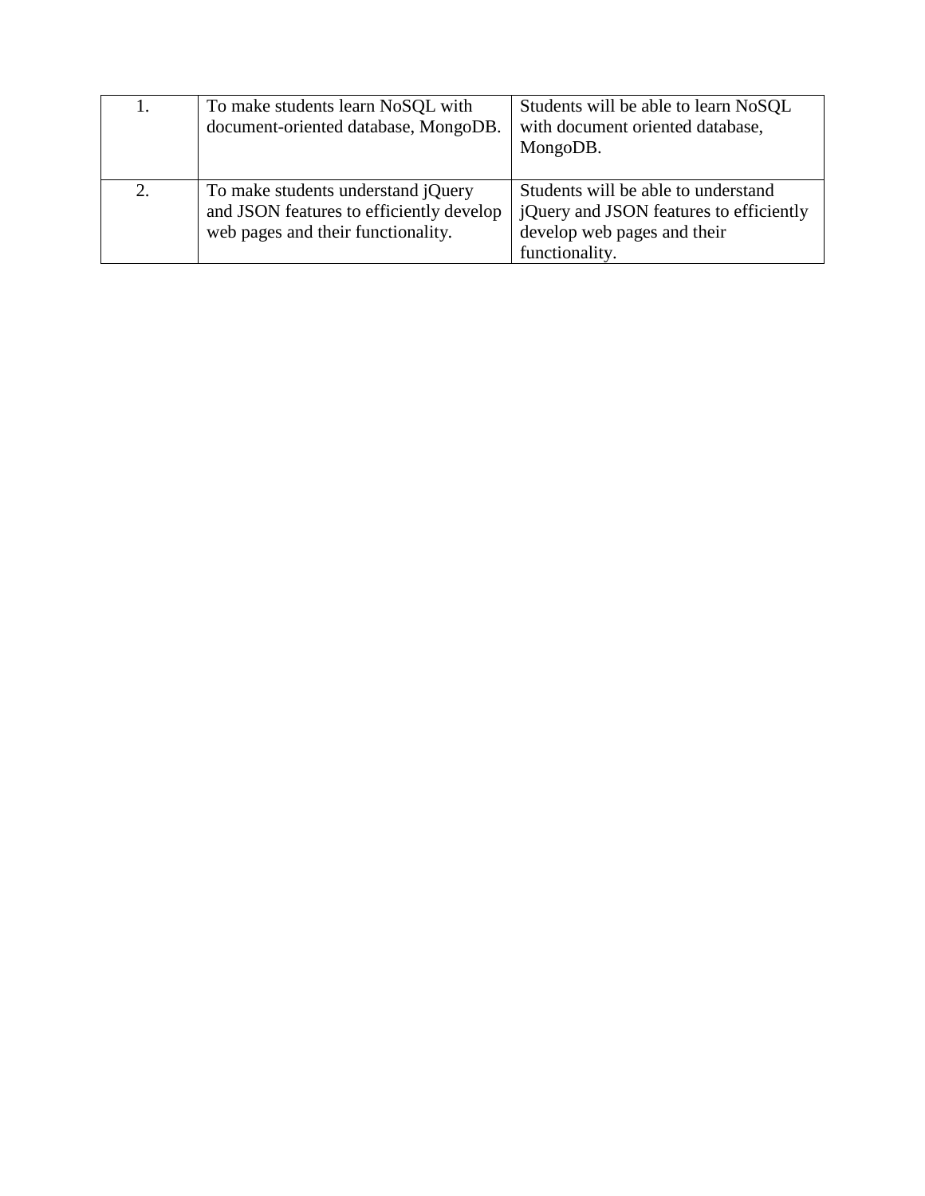| | | |
|---|---|---|
| 1. | To make students learn NoSQL with document-oriented database, MongoDB. | Students will be able to learn NoSQL with document oriented database, MongoDB. |
| 2. | To make students understand jQuery and JSON features to efficiently develop web pages and their functionality. | Students will be able to understand jQuery and JSON features to efficiently develop web pages and their functionality. |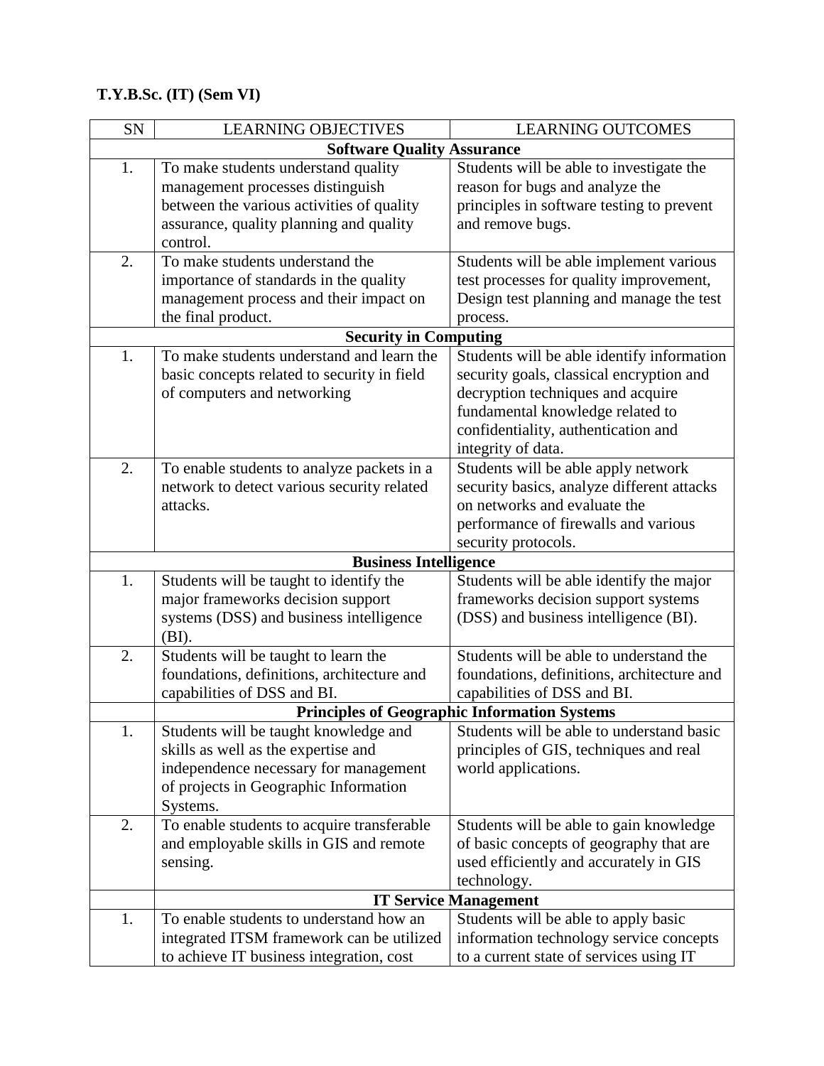**T.Y.B.Sc. (IT) (Sem VI)**

| SN | LEARNING OBJECTIVES | LEARNING OUTCOMES |
|---|---|---|
| **Software Quality Assurance** | | |
| 1. | To make students understand quality management processes distinguish between the various activities of quality assurance, quality planning and quality control. | Students will be able to investigate the reason for bugs and analyze the principles in software testing to prevent and remove bugs. |
| 2. | To make students understand the importance of standards in the quality management process and their impact on the final product. | Students will be able implement various test processes for quality improvement, Design test planning and manage the test process. |
| **Security in Computing** | | |
| 1. | To make students understand and learn the basic concepts related to security in field of computers and networking | Students will be able identify information security goals, classical encryption and decryption techniques and acquire fundamental knowledge related to confidentiality, authentication and integrity of data. |
| 2. | To enable students to analyze packets in a network to detect various security related attacks. | Students will be able apply network security basics, analyze different attacks on networks and evaluate the performance of firewalls and various security protocols. |
| **Business Intelligence** | | |
| 1. | Students will be taught to identify the major frameworks decision support systems (DSS) and business intelligence (BI). | Students will be able identify the major frameworks decision support systems (DSS) and business intelligence (BI). |
| 2. | Students will be taught to learn the foundations, definitions, architecture and capabilities of DSS and BI. | Students will be able to understand the foundations, definitions, architecture and capabilities of DSS and BI. |
| | **Principles of Geographic Information Systems** | |
| 1. | Students will be taught knowledge and skills as well as the expertise and independence necessary for management of projects in Geographic Information Systems. | Students will be able to understand basic principles of GIS, techniques and real world applications. |
| 2. | To enable students to acquire transferable and employable skills in GIS and remote sensing. | Students will be able to gain knowledge of basic concepts of geography that are used efficiently and accurately in GIS technology. |
| | **IT Service Management** | |
| 1. | To enable students to understand how an integrated ITSM framework can be utilized to achieve IT business integration, cost | Students will be able to apply basic information technology service concepts to a current state of services using IT |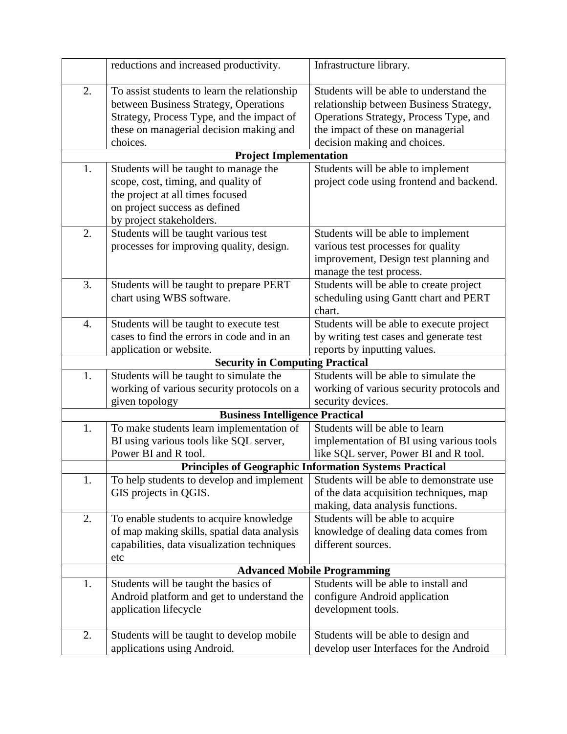| | | |
|---|---|---|
| | reductions and increased productivity. | Infrastructure library. |
| 2. | To assist students to learn the relationship between Business Strategy, Operations Strategy, Process Type, and the impact of these on managerial decision making and choices. | Students will be able to understand the relationship between Business Strategy, Operations Strategy, Process Type, and the impact of these on managerial decision making and choices. |
| | **Project Implementation** | |
| 1. | Students will be taught to manage the scope, cost, timing, and quality of the project at all times focused on project success as defined by project stakeholders. | Students will be able to implement project code using frontend and backend. |
| 2. | Students will be taught various test processes for improving quality, design. | Students will be able to implement various test processes for quality improvement, Design test planning and manage the test process. |
| 3. | Students will be taught to prepare PERT chart using WBS software. | Students will be able to create project scheduling using Gantt chart and PERT chart. |
| 4. | Students will be taught to execute test cases to find the errors in code and in an application or website. | Students will be able to execute project by writing test cases and generate test reports by inputting values. |
| | **Security in Computing Practical** | |
| 1. | Students will be taught to simulate the working of various security protocols on a given topology | Students will be able to simulate the working of various security protocols and security devices. |
| | **Business Intelligence Practical** | |
| 1. | To make students learn implementation of BI using various tools like SQL server, Power BI and R tool. | Students will be able to learn implementation of BI using various tools like SQL server, Power BI and R tool. |
| | **Principles of Geographic Information Systems Practical** | |
| 1. | To help students to develop and implement GIS projects in QGIS. | Students will be able to demonstrate use of the data acquisition techniques, map making, data analysis functions. |
| 2. | To enable students to acquire knowledge of map making skills, spatial data analysis capabilities, data visualization techniques etc | Students will be able to acquire knowledge of dealing data comes from different sources. |
| | **Advanced Mobile Programming** | |
| 1. | Students will be taught the basics of Android platform and get to understand the application lifecycle | Students will be able to install and configure Android application development tools. |
| 2. | Students will be taught to develop mobile applications using Android. | Students will be able to design and develop user Interfaces for the Android |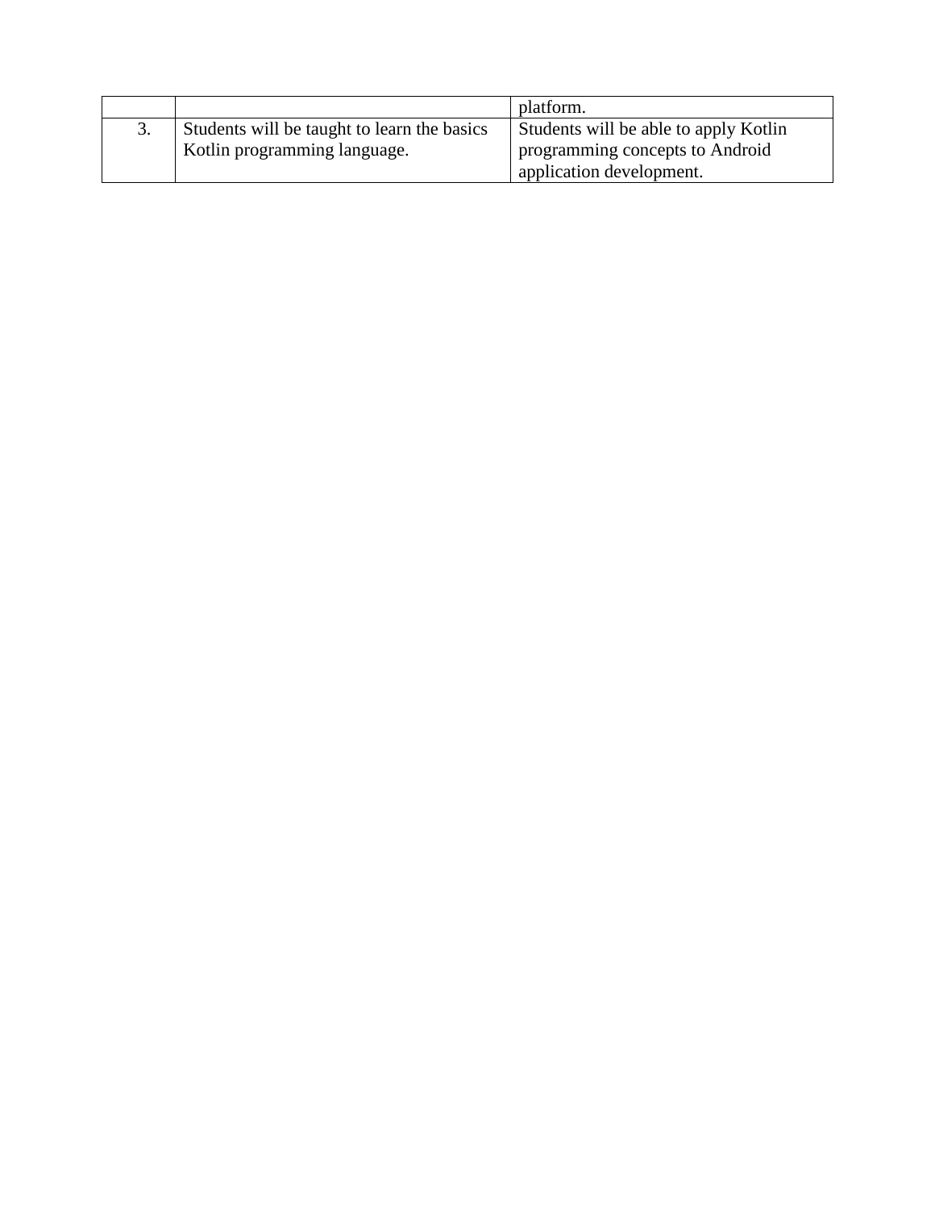| | | |
|---|---|---|
| | | platform. |
| 3. | Students will be taught to learn the basics Kotlin programming language. | Students will be able to apply Kotlin programming concepts to Android application development. |